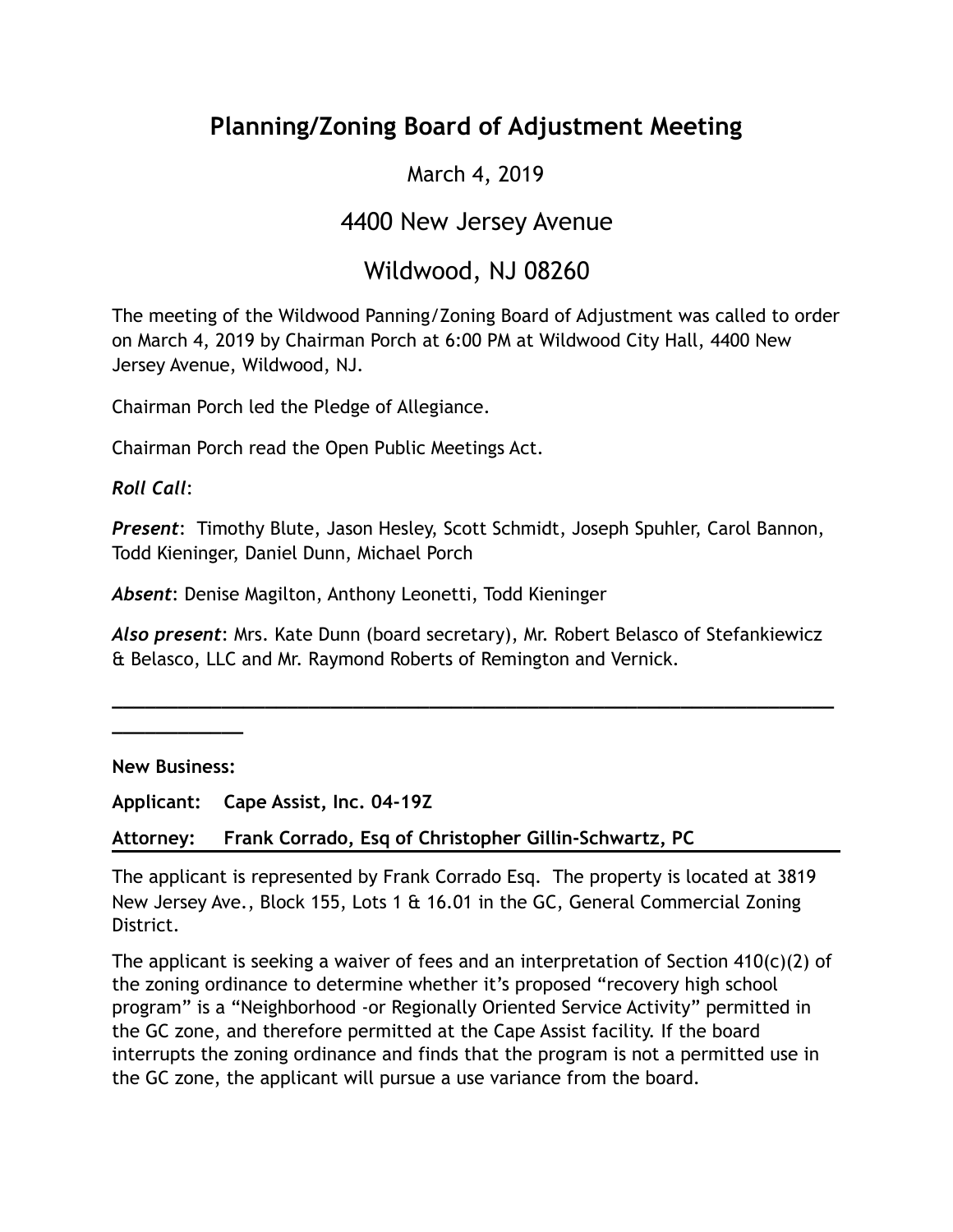# Planning/Zoning Board of Adjustment Meeting

March 4, 2019

4400 New Jersey Avenue

Wildwood, NJ 08260

The meeting of the Wildwood Panning/Zoning Board of Adjustment was called to order on March 4, 2019 by Chairman Porch at 6:00 PM at Wildwood City Hall, 4400 New Jersey Avenue, Wildwood, NJ.

Chairman Porch led the Pledge of Allegiance.

Chairman Porch read the Open Public Meetings Act.

***Roll Call***:

***Present***: Timothy Blute, Jason Hesley, Scott Schmidt, Joseph Spuhler, Carol Bannon, Todd Kieninger, Daniel Dunn, Michael Porch

***Absent***: Denise Magilton, Anthony Leonetti, Todd Kieninger

***Also present***: Mrs. Kate Dunn (board secretary), Mr. Robert Belasco of Stefankiewicz & Belasco, LLC and Mr. Raymond Roberts of Remington and Vernick.

---

**New Business:**

**Applicant: Cape Assist, Inc. 04-19Z**

**Attorney: Frank Corrado, Esq of Christopher Gillin-Schwartz, PC**

The applicant is represented by Frank Corrado Esq. The property is located at 3819 New Jersey Ave., Block 155, Lots 1 & 16.01 in the GC, General Commercial Zoning District.

The applicant is seeking a waiver of fees and an interpretation of Section 410(c)(2) of the zoning ordinance to determine whether it's proposed "recovery high school program" is a "Neighborhood -or Regionally Oriented Service Activity" permitted in the GC zone, and therefore permitted at the Cape Assist facility. If the board interrupts the zoning ordinance and finds that the program is not a permitted use in the GC zone, the applicant will pursue a use variance from the board.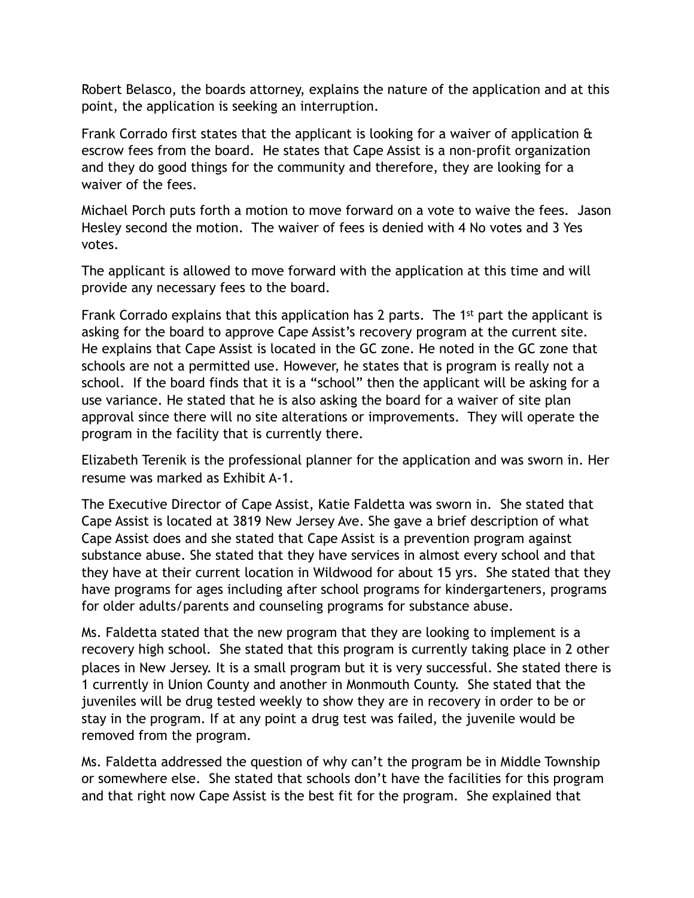Robert Belasco, the boards attorney, explains the nature of the application and at this point, the application is seeking an interruption.

Frank Corrado first states that the applicant is looking for a waiver of application & escrow fees from the board. He states that Cape Assist is a non-profit organization and they do good things for the community and therefore, they are looking for a waiver of the fees.

Michael Porch puts forth a motion to move forward on a vote to waive the fees. Jason Hesley second the motion. The waiver of fees is denied with 4 No votes and 3 Yes votes.

The applicant is allowed to move forward with the application at this time and will provide any necessary fees to the board.

Frank Corrado explains that this application has 2 parts. The 1st part the applicant is asking for the board to approve Cape Assist's recovery program at the current site. He explains that Cape Assist is located in the GC zone. He noted in the GC zone that schools are not a permitted use. However, he states that is program is really not a school. If the board finds that it is a "school" then the applicant will be asking for a use variance. He stated that he is also asking the board for a waiver of site plan approval since there will no site alterations or improvements. They will operate the program in the facility that is currently there.

Elizabeth Terenik is the professional planner for the application and was sworn in. Her resume was marked as Exhibit A-1.

The Executive Director of Cape Assist, Katie Faldetta was sworn in. She stated that Cape Assist is located at 3819 New Jersey Ave. She gave a brief description of what Cape Assist does and she stated that Cape Assist is a prevention program against substance abuse. She stated that they have services in almost every school and that they have at their current location in Wildwood for about 15 yrs. She stated that they have programs for ages including after school programs for kindergarteners, programs for older adults/parents and counseling programs for substance abuse.

Ms. Faldetta stated that the new program that they are looking to implement is a recovery high school. She stated that this program is currently taking place in 2 other places in New Jersey. It is a small program but it is very successful. She stated there is 1 currently in Union County and another in Monmouth County. She stated that the juveniles will be drug tested weekly to show they are in recovery in order to be or stay in the program. If at any point a drug test was failed, the juvenile would be removed from the program.

Ms. Faldetta addressed the question of why can't the program be in Middle Township or somewhere else. She stated that schools don't have the facilities for this program and that right now Cape Assist is the best fit for the program. She explained that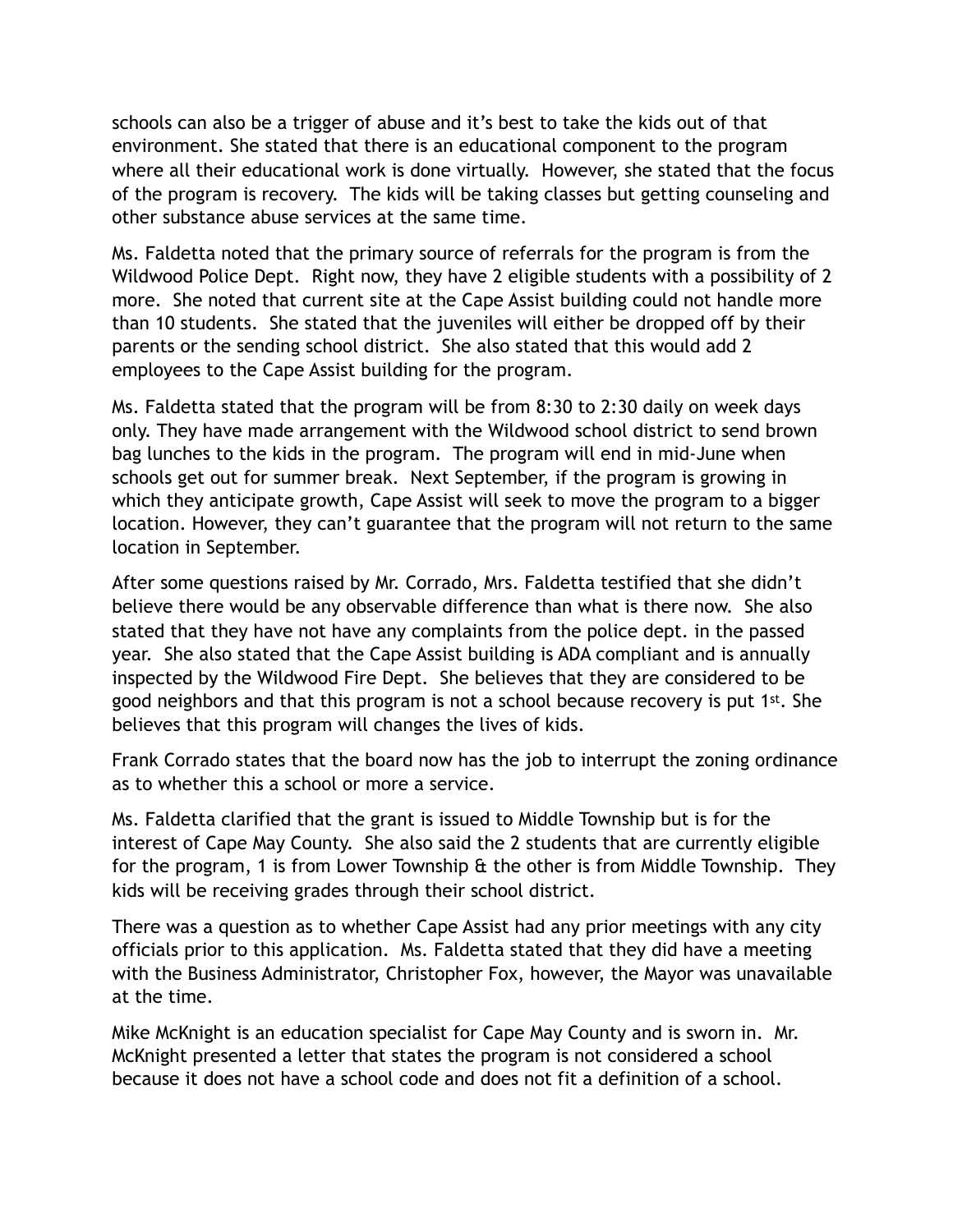schools can also be a trigger of abuse and it's best to take the kids out of that environment. She stated that there is an educational component to the program where all their educational work is done virtually. However, she stated that the focus of the program is recovery. The kids will be taking classes but getting counseling and other substance abuse services at the same time.

Ms. Faldetta noted that the primary source of referrals for the program is from the Wildwood Police Dept. Right now, they have 2 eligible students with a possibility of 2 more. She noted that current site at the Cape Assist building could not handle more than 10 students. She stated that the juveniles will either be dropped off by their parents or the sending school district. She also stated that this would add 2 employees to the Cape Assist building for the program.

Ms. Faldetta stated that the program will be from 8:30 to 2:30 daily on week days only. They have made arrangement with the Wildwood school district to send brown bag lunches to the kids in the program. The program will end in mid-June when schools get out for summer break. Next September, if the program is growing in which they anticipate growth, Cape Assist will seek to move the program to a bigger location. However, they can't guarantee that the program will not return to the same location in September.

After some questions raised by Mr. Corrado, Mrs. Faldetta testified that she didn't believe there would be any observable difference than what is there now. She also stated that they have not have any complaints from the police dept. in the passed year. She also stated that the Cape Assist building is ADA compliant and is annually inspected by the Wildwood Fire Dept. She believes that they are considered to be good neighbors and that this program is not a school because recovery is put 1st. She believes that this program will changes the lives of kids.

Frank Corrado states that the board now has the job to interrupt the zoning ordinance as to whether this a school or more a service.

Ms. Faldetta clarified that the grant is issued to Middle Township but is for the interest of Cape May County. She also said the 2 students that are currently eligible for the program, 1 is from Lower Township & the other is from Middle Township. They kids will be receiving grades through their school district.

There was a question as to whether Cape Assist had any prior meetings with any city officials prior to this application. Ms. Faldetta stated that they did have a meeting with the Business Administrator, Christopher Fox, however, the Mayor was unavailable at the time.

Mike McKnight is an education specialist for Cape May County and is sworn in. Mr. McKnight presented a letter that states the program is not considered a school because it does not have a school code and does not fit a definition of a school.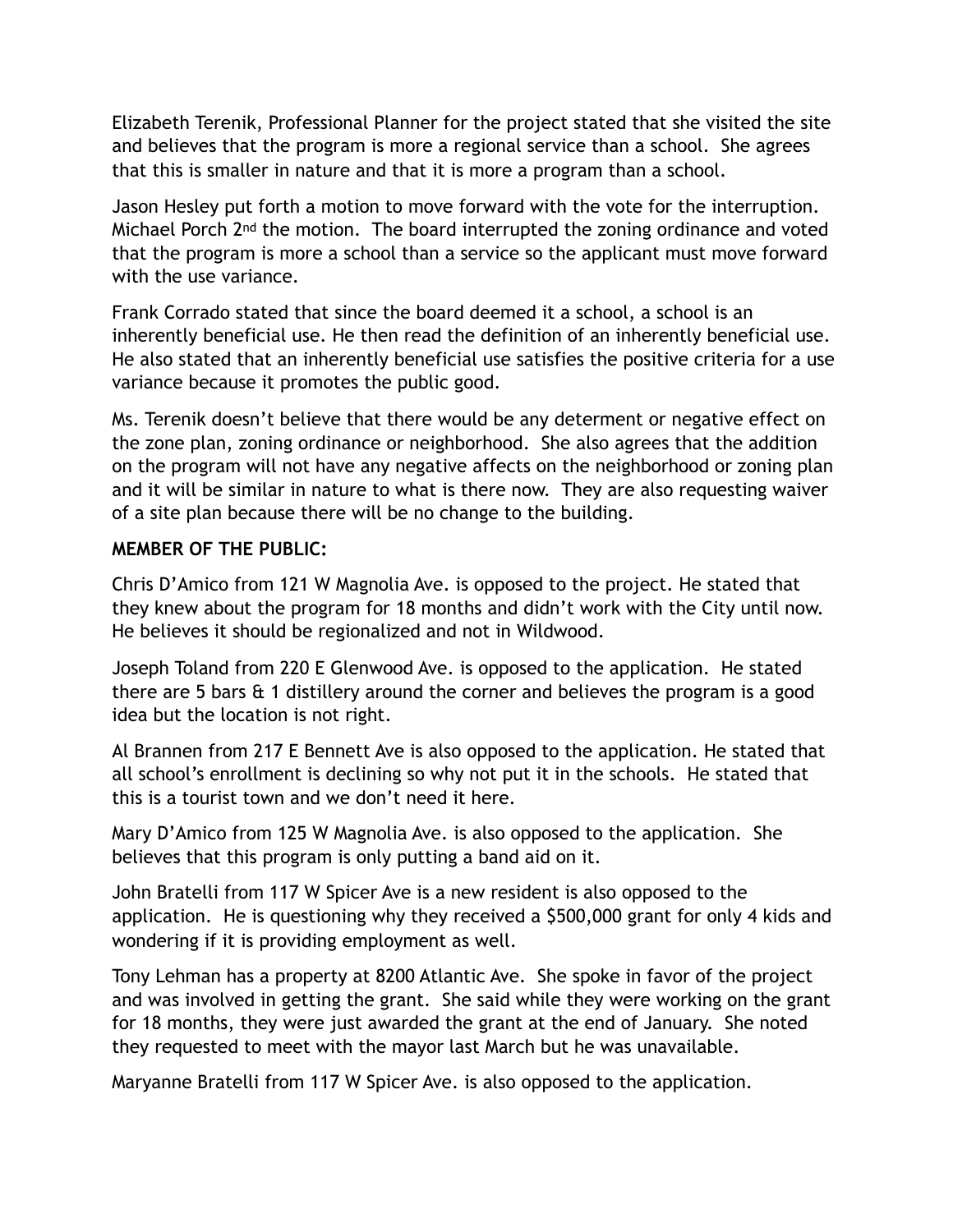Elizabeth Terenik, Professional Planner for the project stated that she visited the site and believes that the program is more a regional service than a school. She agrees that this is smaller in nature and that it is more a program than a school.

Jason Hesley put forth a motion to move forward with the vote for the interruption. Michael Porch 2nd the motion. The board interrupted the zoning ordinance and voted that the program is more a school than a service so the applicant must move forward with the use variance.

Frank Corrado stated that since the board deemed it a school, a school is an inherently beneficial use. He then read the definition of an inherently beneficial use. He also stated that an inherently beneficial use satisfies the positive criteria for a use variance because it promotes the public good.

Ms. Terenik doesn't believe that there would be any determent or negative effect on the zone plan, zoning ordinance or neighborhood. She also agrees that the addition on the program will not have any negative affects on the neighborhood or zoning plan and it will be similar in nature to what is there now. They are also requesting waiver of a site plan because there will be no change to the building.

**MEMBER OF THE PUBLIC:**

Chris D'Amico from 121 W Magnolia Ave. is opposed to the project. He stated that they knew about the program for 18 months and didn't work with the City until now. He believes it should be regionalized and not in Wildwood.

Joseph Toland from 220 E Glenwood Ave. is opposed to the application. He stated there are 5 bars & 1 distillery around the corner and believes the program is a good idea but the location is not right.

Al Brannen from 217 E Bennett Ave is also opposed to the application. He stated that all school's enrollment is declining so why not put it in the schools. He stated that this is a tourist town and we don't need it here.

Mary D'Amico from 125 W Magnolia Ave. is also opposed to the application. She believes that this program is only putting a band aid on it.

John Bratelli from 117 W Spicer Ave is a new resident is also opposed to the application. He is questioning why they received a $500,000 grant for only 4 kids and wondering if it is providing employment as well.

Tony Lehman has a property at 8200 Atlantic Ave. She spoke in favor of the project and was involved in getting the grant. She said while they were working on the grant for 18 months, they were just awarded the grant at the end of January. She noted they requested to meet with the mayor last March but he was unavailable.

Maryanne Bratelli from 117 W Spicer Ave. is also opposed to the application.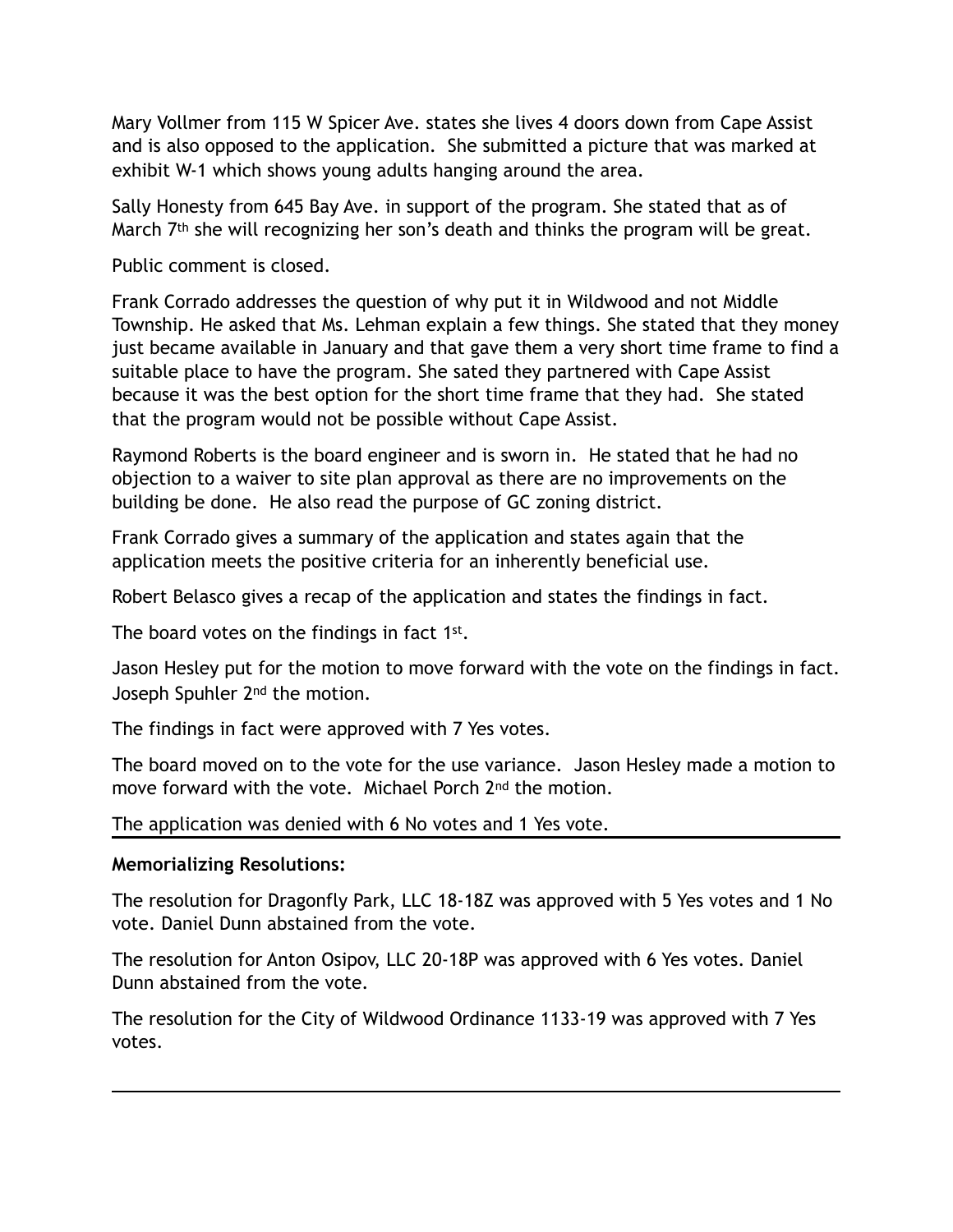Mary Vollmer from 115 W Spicer Ave. states she lives 4 doors down from Cape Assist and is also opposed to the application. She submitted a picture that was marked at exhibit W-1 which shows young adults hanging around the area.

Sally Honesty from 645 Bay Ave. in support of the program. She stated that as of March 7th she will recognizing her son's death and thinks the program will be great.

Public comment is closed.

Frank Corrado addresses the question of why put it in Wildwood and not Middle Township. He asked that Ms. Lehman explain a few things. She stated that they money just became available in January and that gave them a very short time frame to find a suitable place to have the program. She sated they partnered with Cape Assist because it was the best option for the short time frame that they had. She stated that the program would not be possible without Cape Assist.

Raymond Roberts is the board engineer and is sworn in. He stated that he had no objection to a waiver to site plan approval as there are no improvements on the building be done. He also read the purpose of GC zoning district.

Frank Corrado gives a summary of the application and states again that the application meets the positive criteria for an inherently beneficial use.

Robert Belasco gives a recap of the application and states the findings in fact.

The board votes on the findings in fact 1st.

Jason Hesley put for the motion to move forward with the vote on the findings in fact. Joseph Spuhler 2nd the motion.

The findings in fact were approved with 7 Yes votes.

The board moved on to the vote for the use variance. Jason Hesley made a motion to move forward with the vote. Michael Porch 2nd the motion.

The application was denied with 6 No votes and 1 Yes vote.

---

**Memorializing Resolutions:**

The resolution for Dragonfly Park, LLC 18-18Z was approved with 5 Yes votes and 1 No vote. Daniel Dunn abstained from the vote.

The resolution for Anton Osipov, LLC 20-18P was approved with 6 Yes votes. Daniel Dunn abstained from the vote.

The resolution for the City of Wildwood Ordinance 1133-19 was approved with 7 Yes votes.

---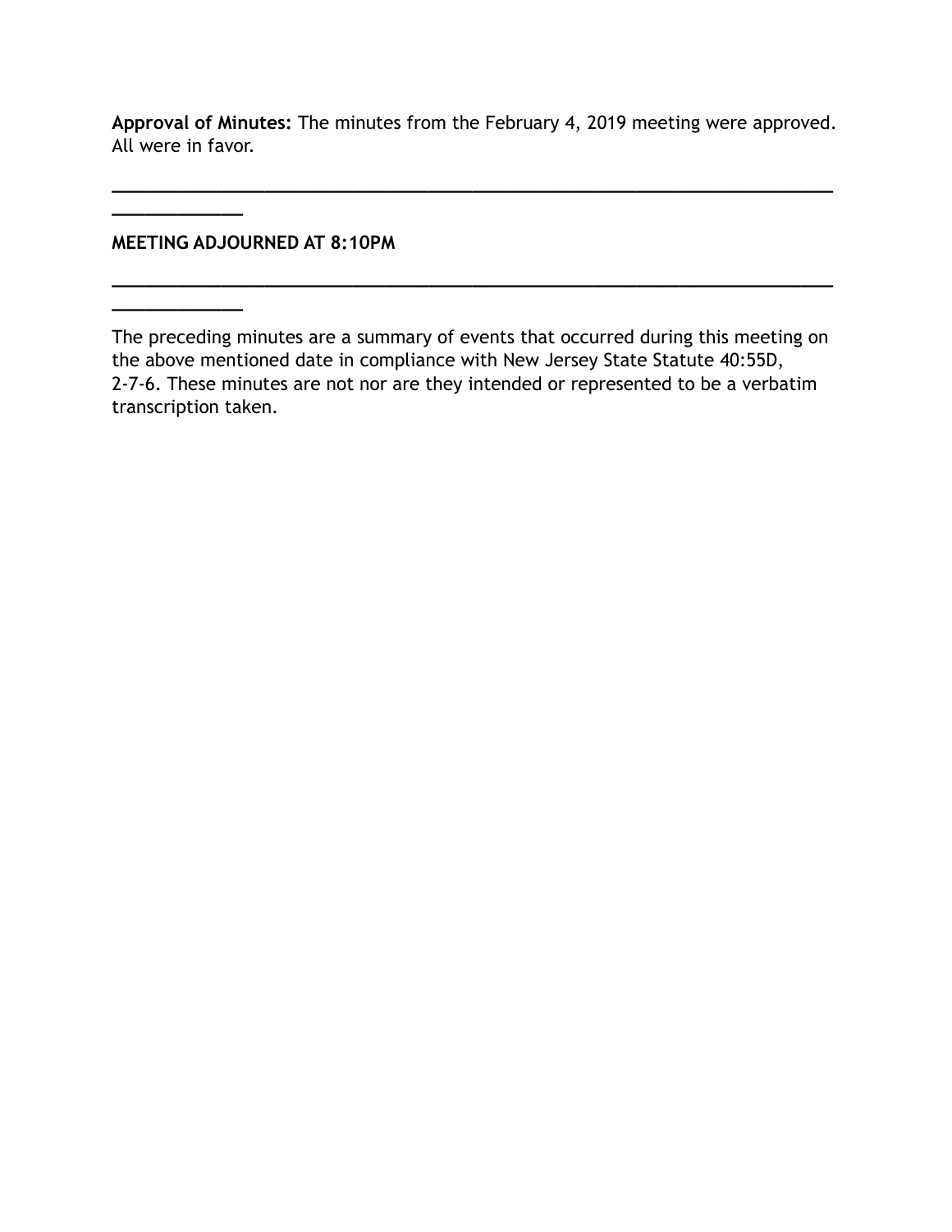**Approval of Minutes:** The minutes from the February 4, 2019 meeting were approved. All were in favor.

---

**MEETING ADJOURNED AT 8:10PM**

---

The preceding minutes are a summary of events that occurred during this meeting on the above mentioned date in compliance with New Jersey State Statute 40:55D, 2-7-6. These minutes are not nor are they intended or represented to be a verbatim transcription taken.